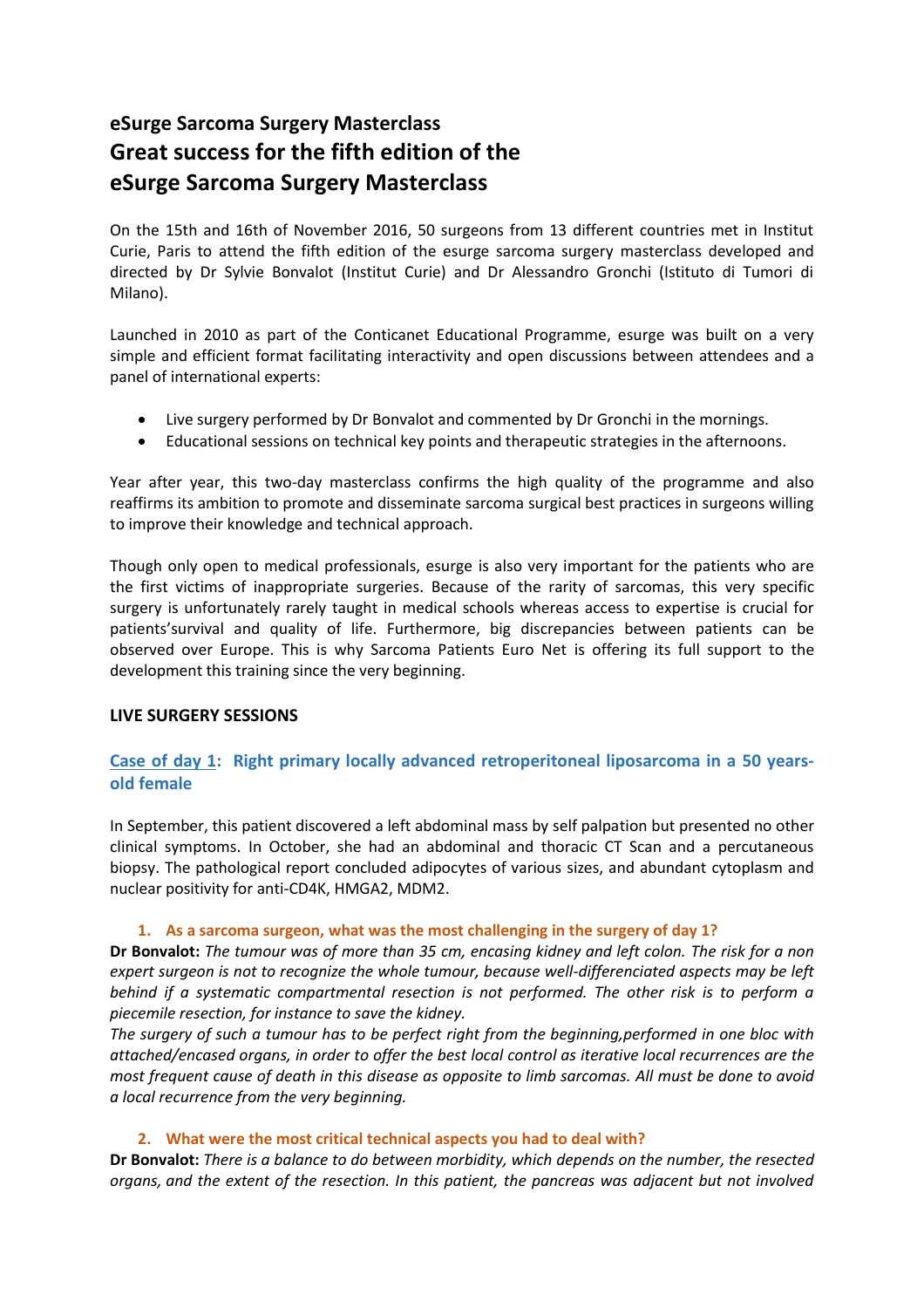# eSurge Sarcoma Surgery Masterclass

# Great success for the fifth edition of the eSurge Sarcoma Surgery Masterclass

On the 15th and 16th of November 2016, 50 surgeons from 13 different countries met in Institut Curie, Paris to attend the fifth edition of the esurge sarcoma surgery masterclass developed and directed by Dr Sylvie Bonvalot (Institut Curie) and Dr Alessandro Gronchi (Istituto di Tumori di Milano).

Launched in 2010 as part of the Conticanet Educational Programme, esurge was built on a very simple and efficient format facilitating interactivity and open discussions between attendees and a panel of international experts:

- Live surgery performed by Dr Bonvalot and commented by Dr Gronchi in the mornings.
- Educational sessions on technical key points and therapeutic strategies in the afternoons.

Year after year, this two-day masterclass confirms the high quality of the programme and also reaffirms its ambition to promote and disseminate sarcoma surgical best practices in surgeons willing to improve their knowledge and technical approach.

Though only open to medical professionals, esurge is also very important for the patients who are the first victims of inappropriate surgeries. Because of the rarity of sarcomas, this very specific surgery is unfortunately rarely taught in medical schools whereas access to expertise is crucial for patients'survival and quality of life. Furthermore, big discrepancies between patients can be observed over Europe. This is why Sarcoma Patients Euro Net is offering its full support to the development this training since the very beginning.

## LIVE SURGERY SESSIONS

### Case of day 1: Right primary locally advanced retroperitoneal liposarcoma in a 50 years-old female

In September, this patient discovered a left abdominal mass by self palpation but presented no other clinical symptoms. In October, she had an abdominal and thoracic CT Scan and a percutaneous biopsy. The pathological report concluded adipocytes of various sizes, and abundant cytoplasm and nuclear positivity for anti-CD4K, HMGA2, MDM2.

1. **As a sarcoma surgeon, what was the most challenging in the surgery of day 1?**

**Dr Bonvalot:** *The tumour was of more than 35 cm, encasing kidney and left colon. The risk for a non expert surgeon is not to recognize the whole tumour, because well-differenciated aspects may be left behind if a systematic compartmental resection is not performed. The other risk is to perform a piecemile resection, for instance to save the kidney.*

*The surgery of such a tumour has to be perfect right from the beginning,performed in one bloc with attached/encased organs, in order to offer the best local control as iterative local recurrences are the most frequent cause of death in this disease as opposite to limb sarcomas. All must be done to avoid a local recurrence from the very beginning.*

2. **What were the most critical technical aspects you had to deal with?**

**Dr Bonvalot:** *There is a balance to do between morbidity, which depends on the number, the resected organs, and the extent of the resection. In this patient, the pancreas was adjacent but not involved*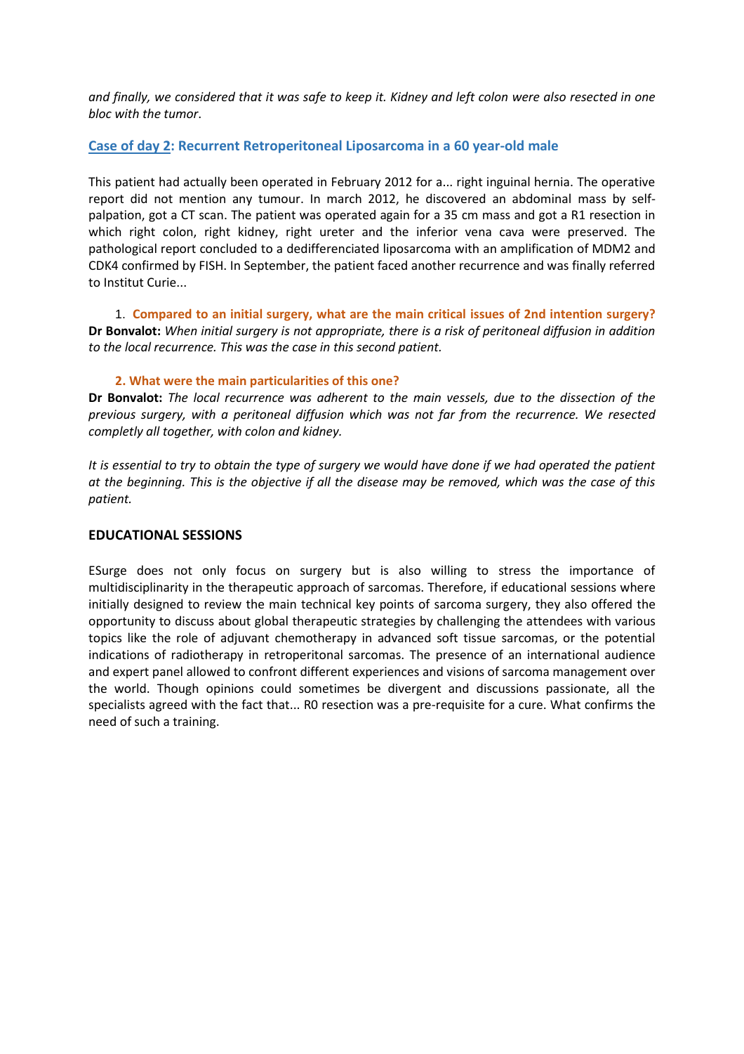*and finally, we considered that it was safe to keep it. Kidney and left colon were also resected in one bloc with the tumor*.

### Case of day 2: Recurrent Retroperitoneal Liposarcoma in a 60 year-old male

This patient had actually been operated in February 2012 for a... right inguinal hernia. The operative report did not mention any tumour. In march 2012, he discovered an abdominal mass by self-palpation, got a CT scan. The patient was operated again for a 35 cm mass and got a R1 resection in which right colon, right kidney, right ureter and the inferior vena cava were preserved. The pathological report concluded to a dedifferenciated liposarcoma with an amplification of MDM2 and CDK4 confirmed by FISH. In September, the patient faced another recurrence and was finally referred to Institut Curie...

1. **Compared to an initial surgery, what are the main critical issues of 2nd intention surgery?**

**Dr Bonvalot:** *When initial surgery is not appropriate, there is a risk of peritoneal diffusion in addition to the local recurrence. This was the case in this second patient.*

2. **What were the main particularities of this one?**

**Dr Bonvalot:** *The local recurrence was adherent to the main vessels, due to the dissection of the previous surgery, with a peritoneal diffusion which was not far from the recurrence. We resected complety all together, with colon and kidney.*

*It is essential to try to obtain the type of surgery we would have done if we had operated the patient at the beginning. This is the objective if all the disease may be removed, which was the case of this patient.*

## EDUCATIONAL SESSIONS

ESurge does not only focus on surgery but is also willing to stress the importance of multidisciplinarity in the therapeutic approach of sarcomas. Therefore, if educational sessions where initially designed to review the main technical key points of sarcoma surgery, they also offered the opportunity to discuss about global therapeutic strategies by challenging the attendees with various topics like the role of adjuvant chemotherapy in advanced soft tissue sarcomas, or the potential indications of radiotherapy in retroperitonal sarcomas. The presence of an international audience and expert panel allowed to confront different experiences and visions of sarcoma management over the world. Though opinions could sometimes be divergent and discussions passionate, all the specialists agreed with the fact that... R0 resection was a pre-requisite for a cure. What confirms the need of such a training.